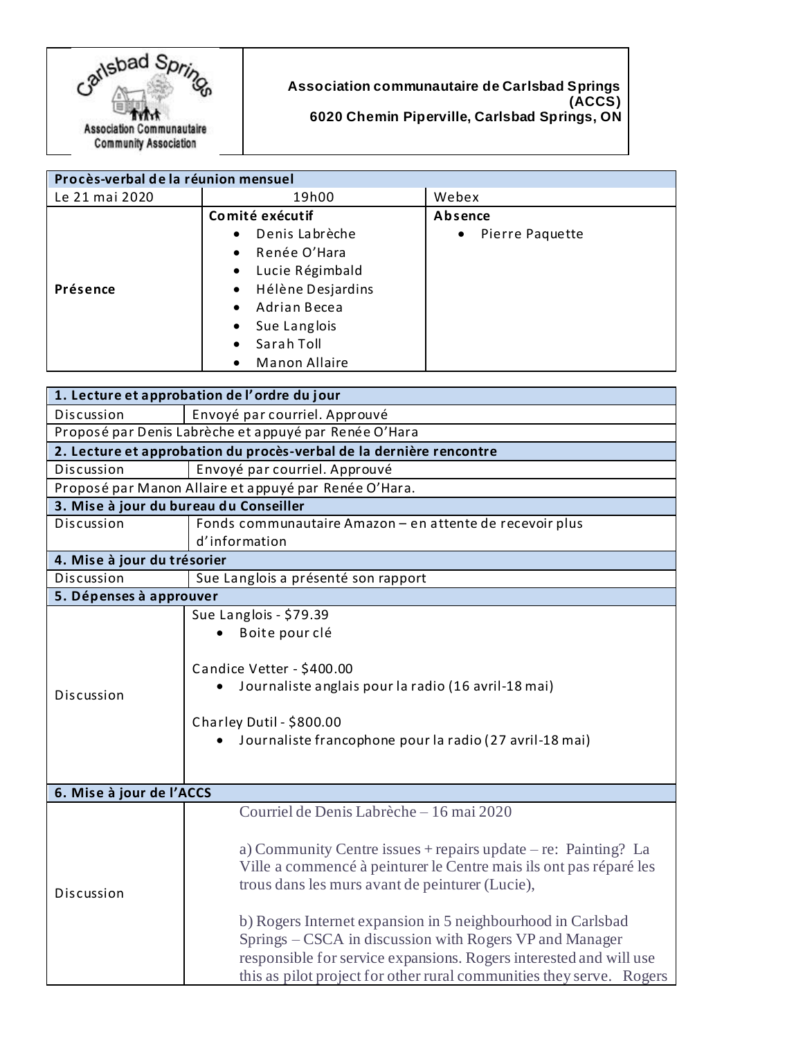**Association communautaire de Carlsbad Springs (ACCS)**
**6020 Chemin Piperville, Carlsbad Springs, ON**

| Procès-verbal de la réunion mensuel | | |
|---|---|---|
| Le 21 mai 2020 | 19h00 | Webex |
| **Présence** | **Comité exécutif**<br>• Denis Labrèche<br>• Renée O'Hara<br>• Lucie Régimbald<br>• Hélène Desjardins<br>• Adrian Becea<br>• Sue Langlois<br>• Sarah Toll<br>• Manon Allaire | **Absence**<br>• Pierre Paquette |

| **1. Lecture et approbation de l'ordre du jour** | |
|---|---|
| Discussion | Envoyé par courriel. Approuvé |
| Proposé par Denis Labrèche et appuyé par Renée O'Hara | |
| **2. Lecture et approbation du procès-verbal de la dernière rencontre** | |
| Discussion | Envoyé par courriel. Approuvé |
| Proposé par Manon Allaire et appuyé par Renée O'Hara. | |
| **3. Mise à jour du bureau du Conseiller** | |
| Discussion | Fonds communautaire Amazon – en attente de recevoir plus d'information |
| **4. Mise à jour du trésorier** | |
| Discussion | Sue Langlois a présenté son rapport |
| **5. Dépenses à approuver** | |
| Discussion | Sue Langlois - $79.39<br>• Boite pour clé<br><br>Candice Vetter - $400.00<br>• Journaliste anglais pour la radio (16 avril-18 mai)<br><br>Charley Dutil - $800.00<br>• Journaliste francophone pour la radio (27 avril-18 mai) |
| **6. Mise à jour de l'ACCS** | |
| Discussion | Courriel de Denis Labrèche – 16 mai 2020<br><br>a) Community Centre issues + repairs update – re: Painting? La Ville a commencé à peinturer le Centre mais ils ont pas réparé les trous dans les murs avant de peinturer (Lucie),<br><br>b) Rogers Internet expansion in 5 neighbourhood in Carlsbad Springs – CSCA in discussion with Rogers VP and Manager responsible for service expansions. Rogers interested and will use this as pilot project for other rural communities they serve. Rogers |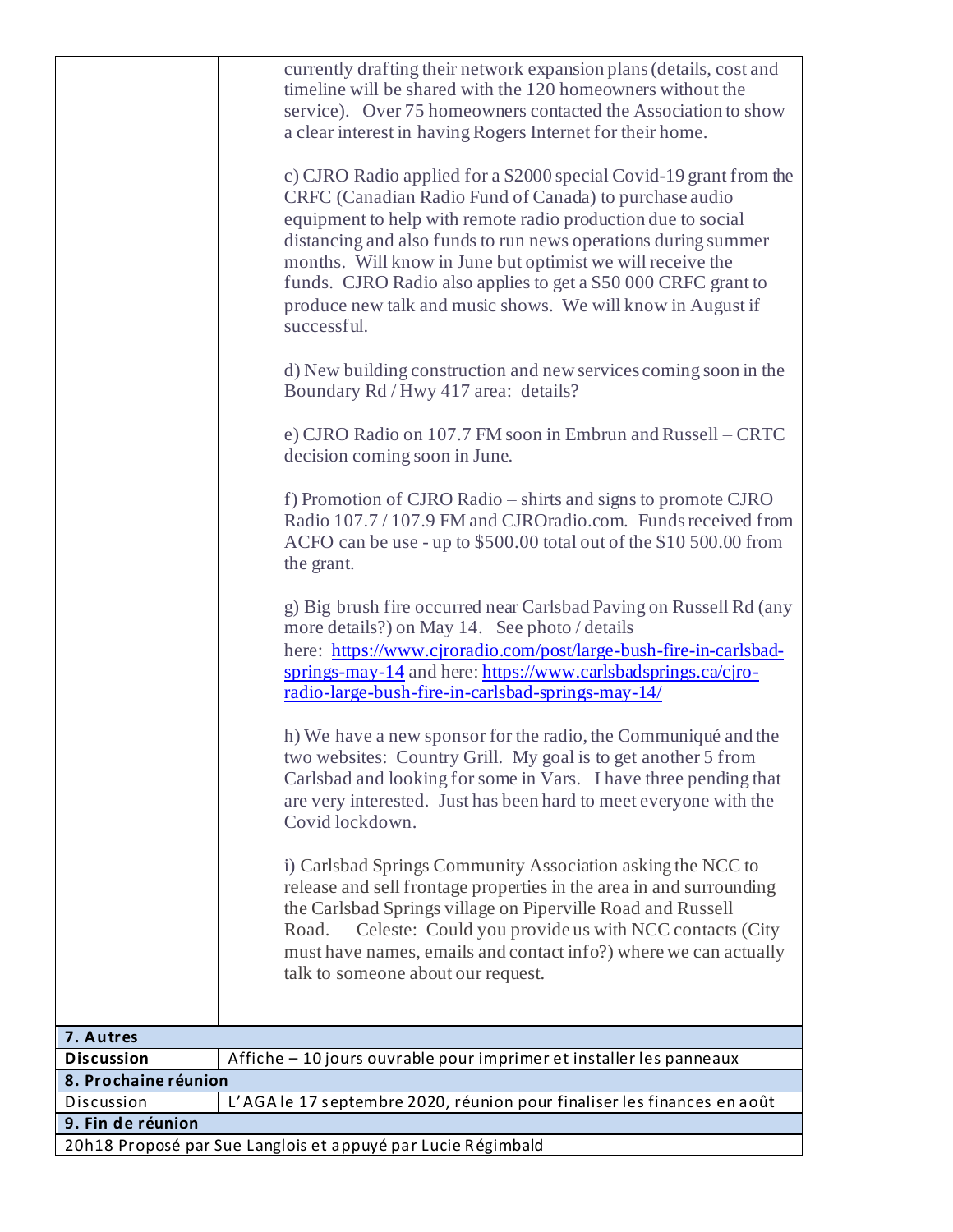| | |
|---|---|
| | currently drafting their network expansion plans (details, cost and timeline will be shared with the 120 homeowners without the service). Over 75 homeowners contacted the Association to show a clear interest in having Rogers Internet for their home.<br><br>c) CJRO Radio applied for a $2000 special Covid-19 grant from the CRFC (Canadian Radio Fund of Canada) to purchase audio equipment to help with remote radio production due to social distancing and also funds to run news operations during summer months. Will know in June but optimist we will receive the funds. CJRO Radio also applies to get a $50 000 CRFC grant to produce new talk and music shows. We will know in August if successful.<br><br>d) New building construction and new services coming soon in the Boundary Rd / Hwy 417 area: details?<br><br>e) CJRO Radio on 107.7 FM soon in Embrun and Russell – CRTC decision coming soon in June.<br><br>f) Promotion of CJRO Radio – shirts and signs to promote CJRO Radio 107.7 / 107.9 FM and CJROradio.com. Funds received from ACFO can be use - up to $500.00 total out of the $10 500.00 from the grant.<br><br>g) Big brush fire occurred near Carlsbad Paving on Russell Rd (any more details?) on May 14. See photo / details here: [https://www.cjroradio.com/post/large-bush-fire-in-carlsbad-springs-may-14](https://www.cjroradio.com/post/large-bush-fire-in-carlsbad-springs-may-14) and here: [https://www.carlsbadsprings.ca/cjro-radio-large-bush-fire-in-carlsbad-springs-may-14/](https://www.carlsbadsprings.ca/cjro-radio-large-bush-fire-in-carlsbad-springs-may-14/)<br><br>h) We have a new sponsor for the radio, the Communiqué and the two websites: Country Grill. My goal is to get another 5 from Carlsbad and looking for some in Vars. I have three pending that are very interested. Just has been hard to meet everyone with the Covid lockdown.<br><br>i) Carlsbad Springs Community Association asking the NCC to release and sell frontage properties in the area in and surrounding the Carlsbad Springs village on Piperville Road and Russell Road. – Celeste: Could you provide us with NCC contacts (City must have names, emails and contact info?) where we can actually talk to someone about our request. |
| **7. Autres** | |
| **Discussion** | Affiche – 10 jours ouvrable pour imprimer et installer les panneaux |
| **8. Prochaine réunion** | |
| Discussion | L'AGA le 17 septembre 2020, réunion pour finaliser les finances en août |
| **9. Fin de réunion** | |
| 20h18 Proposé par Sue Langlois et appuyé par Lucie Régimbald | |